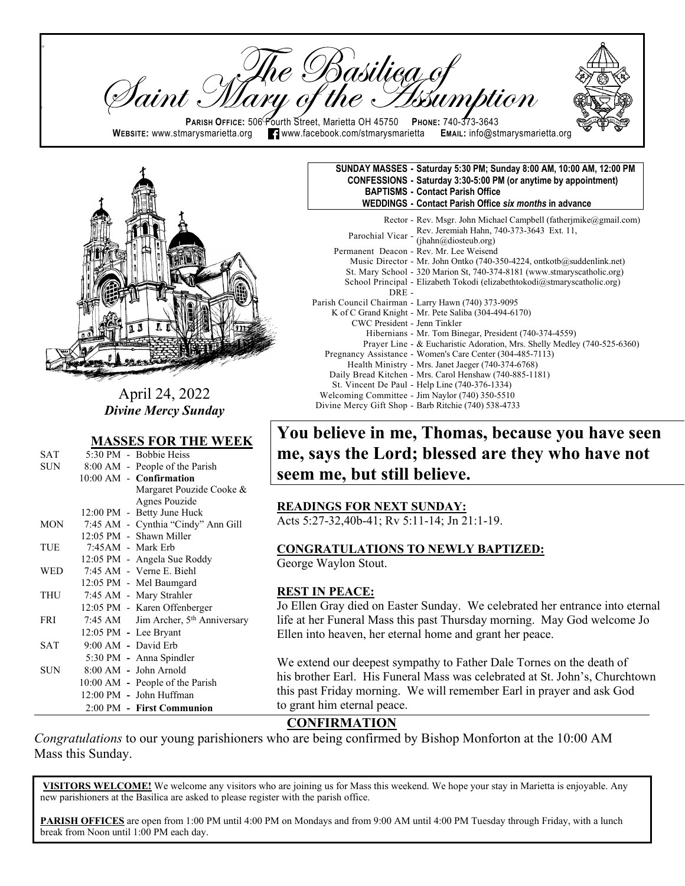# The Basilica of Saint Mary of the Assumption

**PARISH OFFICE:** 506 Fourth Street, Marietta OH 45750 **PHONE:** 740-373-3643
**WEBSITE:** www.stmarysmarietta.org www.facebook.com/stmarysmarietta **EMAIL:** info@stmarysmarietta.org

April 24, 2022
***Divine Mercy Sunday***

**SUNDAY MASSES - Saturday 5:30 PM; Sunday 8:00 AM, 10:00 AM, 12:00 PM**
**CONFESSIONS - Saturday 3:30-5:00 PM (or anytime by appointment)**
**BAPTISMS - Contact Parish Office**
**WEDDINGS - Contact Parish Office *six months* in advance**

Rector - Rev. Msgr. John Michael Campbell (fatherjmike@gmail.com)
Parochial Vicar - Rev. Jeremiah Hahn, 740-373-3643 Ext. 11, (jhahn@diosteub.org)
Permanent Deacon - Rev. Mr. Lee Weisend
Music Director - Mr. John Ontko (740-350-4224, ontkotb@suddenlink.net)
St. Mary School - 320 Marion St, 740-374-8181 (www.stmaryscatholic.org)
School Principal - Elizabeth Tokodi (elizabethtokodi@stmaryscatholic.org)
DRE -
Parish Council Chairman - Larry Hawn (740) 373-9095
K of C Grand Knight - Mr. Pete Saliba (304-494-6170)
CWC President - Jenn Tinkler
Hibernians - Mr. Tom Binegar, President (740-374-4559)
Prayer Line - & Eucharistic Adoration, Mrs. Shelly Medley (740-525-6360)
Pregnancy Assistance - Women's Care Center (304-485-7113)
Health Ministry - Mrs. Janet Jaeger (740-374-6768)
Daily Bread Kitchen - Mrs. Carol Henshaw (740-885-1181)
St. Vincent De Paul - Help Line (740-376-1334)
Welcoming Committee - Jim Naylor (740) 350-5510
Divine Mercy Gift Shop - Barb Ritchie (740) 538-4733

## MASSES FOR THE WEEK

| | | |
|---|---|---|
| SAT | 5:30 PM | Bobbie Heiss |
| SUN | 8:00 AM | People of the Parish |
| | 10:00 AM | **Confirmation** Margaret Pouzide Cooke & Agnes Pouzide |
| | 12:00 PM | Betty June Huck |
| MON | 7:45 AM | Cynthia "Cindy" Ann Gill |
| | 12:05 PM | Shawn Miller |
| TUE | 7:45AM | Mark Erb |
| | 12:05 PM | Angela Sue Roddy |
| WED | 7:45 AM | Verne E. Biehl |
| | 12:05 PM | Mel Baumgard |
| THU | 7:45 AM | Mary Strahler |
| | 12:05 PM | Karen Offenberger |
| FRI | 7:45 AM | Jim Archer, 5th Anniversary |
| | 12:05 PM | Lee Bryant |
| SAT | 9:00 AM | David Erb |
| | 5:30 PM | Anna Spindler |
| SUN | 8:00 AM | John Arnold |
| | 10:00 AM | People of the Parish |
| | 12:00 PM | John Huffman |
| | 2:00 PM | **First Communion** |

## You believe in me, Thomas, because you have seen me, says the Lord; blessed are they who have not seem me, but still believe.

**READINGS FOR NEXT SUNDAY:**
Acts 5:27-32,40b-41; Rv 5:11-14; Jn 21:1-19.

**CONGRATULATIONS TO NEWLY BAPTIZED:**
George Waylon Stout.

**REST IN PEACE:**
Jo Ellen Gray died on Easter Sunday. We celebrated her entrance into eternal life at her Funeral Mass this past Thursday morning. May God welcome Jo Ellen into heaven, her eternal home and grant her peace.

We extend our deepest sympathy to Father Dale Tornes on the death of his brother Earl. His Funeral Mass was celebrated at St. John's, Churchtown this past Friday morning. We will remember Earl in prayer and ask God to grant him eternal peace.

## CONFIRMATION

*Congratulations* to our young parishioners who are being confirmed by Bishop Monforton at the 10:00 AM Mass this Sunday.

**VISITORS WELCOME!** We welcome any visitors who are joining us for Mass this weekend. We hope your stay in Marietta is enjoyable. Any new parishioners at the Basilica are asked to please register with the parish office.

**PARISH OFFICES** are open from 1:00 PM until 4:00 PM on Mondays and from 9:00 AM until 4:00 PM Tuesday through Friday, with a lunch break from Noon until 1:00 PM each day.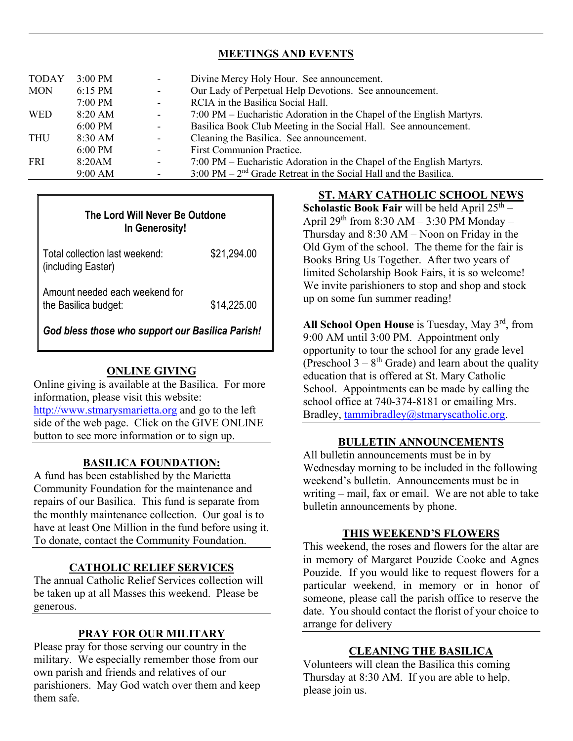## MEETINGS AND EVENTS

| | | | |
|---|---|---|---|
| TODAY | 3:00 PM | - | Divine Mercy Holy Hour. See announcement. |
| MON | 6:15 PM | - | Our Lady of Perpetual Help Devotions. See announcement. |
| | 7:00 PM | - | RCIA in the Basilica Social Hall. |
| WED | 8:20 AM | - | 7:00 PM – Eucharistic Adoration in the Chapel of the English Martyrs. |
| | 6:00 PM | - | Basilica Book Club Meeting in the Social Hall. See announcement. |
| THU | 8:30 AM | - | Cleaning the Basilica. See announcement. |
| | 6:00 PM | - | First Communion Practice. |
| FRI | 8:20AM | - | 7:00 PM – Eucharistic Adoration in the Chapel of the English Martyrs. |
| | 9:00 AM | - | 3:00 PM – 2nd Grade Retreat in the Social Hall and the Basilica. |

**The Lord Will Never Be Outdone In Generosity!**

| | |
|---|---|
| Total collection last weekend: (including Easter) | $21,294.00 |
| Amount needed each weekend for the Basilica budget: | $14,225.00 |

***God bless those who support our Basilica Parish!***

## ONLINE GIVING

Online giving is available at the Basilica. For more information, please visit this website: http://www.stmarysmarietta.org and go to the left side of the web page. Click on the GIVE ONLINE button to see more information or to sign up.

## BASILICA FOUNDATION:

A fund has been established by the Marietta Community Foundation for the maintenance and repairs of our Basilica. This fund is separate from the monthly maintenance collection. Our goal is to have at least One Million in the fund before using it. To donate, contact the Community Foundation.

## CATHOLIC RELIEF SERVICES

The annual Catholic Relief Services collection will be taken up at all Masses this weekend. Please be generous.

## PRAY FOR OUR MILITARY

Please pray for those serving our country in the military. We especially remember those from our own parish and friends and relatives of our parishioners. May God watch over them and keep them safe.

## ST. MARY CATHOLIC SCHOOL NEWS

**Scholastic Book Fair** will be held April 25th – April 29th from 8:30 AM – 3:30 PM Monday – Thursday and 8:30 AM – Noon on Friday in the Old Gym of the school. The theme for the fair is Books Bring Us Together. After two years of limited Scholarship Book Fairs, it is so welcome! We invite parishioners to stop and shop and stock up on some fun summer reading!

**All School Open House** is Tuesday, May 3rd, from 9:00 AM until 3:00 PM. Appointment only opportunity to tour the school for any grade level (Preschool 3 – 8th Grade) and learn about the quality education that is offered at St. Mary Catholic School. Appointments can be made by calling the school office at 740-374-8181 or emailing Mrs. Bradley, tammibradley@stmaryscatholic.org.

## BULLETIN ANNOUNCEMENTS

All bulletin announcements must be in by Wednesday morning to be included in the following weekend's bulletin. Announcements must be in writing – mail, fax or email. We are not able to take bulletin announcements by phone.

## THIS WEEKEND'S FLOWERS

This weekend, the roses and flowers for the altar are in memory of Margaret Pouzide Cooke and Agnes Pouzide. If you would like to request flowers for a particular weekend, in memory or in honor of someone, please call the parish office to reserve the date. You should contact the florist of your choice to arrange for delivery

## CLEANING THE BASILICA

Volunteers will clean the Basilica this coming Thursday at 8:30 AM. If you are able to help, please join us.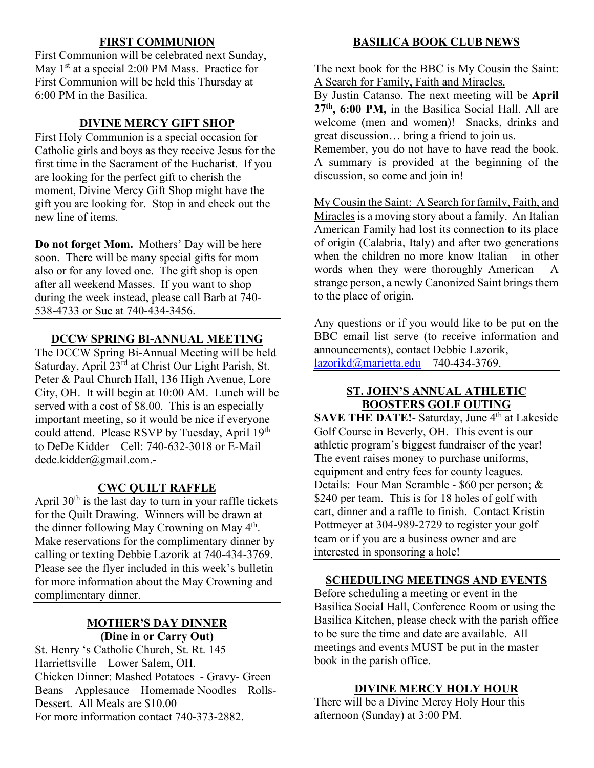## FIRST COMMUNION

First Communion will be celebrated next Sunday, May 1st at a special 2:00 PM Mass. Practice for First Communion will be held this Thursday at 6:00 PM in the Basilica.

## DIVINE MERCY GIFT SHOP

First Holy Communion is a special occasion for Catholic girls and boys as they receive Jesus for the first time in the Sacrament of the Eucharist. If you are looking for the perfect gift to cherish the moment, Divine Mercy Gift Shop might have the gift you are looking for. Stop in and check out the new line of items.

**Do not forget Mom.** Mothers' Day will be here soon. There will be many special gifts for mom also or for any loved one. The gift shop is open after all weekend Masses. If you want to shop during the week instead, please call Barb at 740-538-4733 or Sue at 740-434-3456.

## DCCW SPRING BI-ANNUAL MEETING

The DCCW Spring Bi-Annual Meeting will be held Saturday, April 23rd at Christ Our Light Parish, St. Peter & Paul Church Hall, 136 High Avenue, Lore City, OH. It will begin at 10:00 AM. Lunch will be served with a cost of $8.00. This is an especially important meeting, so it would be nice if everyone could attend. Please RSVP by Tuesday, April 19th to DeDe Kidder – Cell: 740-632-3018 or E-Mail dede.kidder@gmail.com.-

## CWC QUILT RAFFLE

April 30th is the last day to turn in your raffle tickets for the Quilt Drawing. Winners will be drawn at the dinner following May Crowning on May 4th. Make reservations for the complimentary dinner by calling or texting Debbie Lazorik at 740-434-3769. Please see the flyer included in this week's bulletin for more information about the May Crowning and complimentary dinner.

## MOTHER'S DAY DINNER
**(Dine in or Carry Out)**

St. Henry 's Catholic Church, St. Rt. 145
Harriettsville – Lower Salem, OH.
Chicken Dinner: Mashed Potatoes - Gravy- Green Beans – Applesauce – Homemade Noodles – Rolls-Dessert. All Meals are $10.00
For more information contact 740-373-2882.

## BASILICA BOOK CLUB NEWS

The next book for the BBC is My Cousin the Saint: A Search for Family, Faith and Miracles.
By Justin Catanso. The next meeting will be **April 27th, 6:00 PM,** in the Basilica Social Hall. All are welcome (men and women)! Snacks, drinks and great discussion… bring a friend to join us.
Remember, you do not have to have read the book. A summary is provided at the beginning of the discussion, so come and join in!

My Cousin the Saint: A Search for family, Faith, and Miracles is a moving story about a family. An Italian American Family had lost its connection to its place of origin (Calabria, Italy) and after two generations when the children no more know Italian – in other words when they were thoroughly American – A strange person, a newly Canonized Saint brings them to the place of origin.

Any questions or if you would like to be put on the BBC email list serve (to receive information and announcements), contact Debbie Lazorik, lazorikd@marietta.edu – 740-434-3769.

## ST. JOHN'S ANNUAL ATHLETIC BOOSTERS GOLF OUTING

**SAVE THE DATE!**- Saturday, June 4th at Lakeside Golf Course in Beverly, OH. This event is our athletic program's biggest fundraiser of the year! The event raises money to purchase uniforms, equipment and entry fees for county leagues. Details: Four Man Scramble - $60 per person; & $240 per team. This is for 18 holes of golf with cart, dinner and a raffle to finish. Contact Kristin Pottmeyer at 304-989-2729 to register your golf team or if you are a business owner and are interested in sponsoring a hole!

## SCHEDULING MEETINGS AND EVENTS

Before scheduling a meeting or event in the Basilica Social Hall, Conference Room or using the Basilica Kitchen, please check with the parish office to be sure the time and date are available. All meetings and events MUST be put in the master book in the parish office.

## DIVINE MERCY HOLY HOUR

There will be a Divine Mercy Holy Hour this afternoon (Sunday) at 3:00 PM.